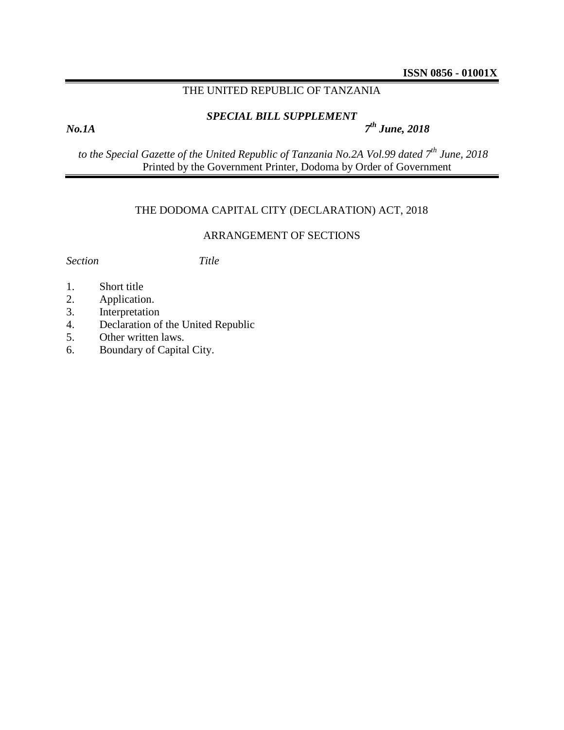**ISSN 0856 - 01001X**

THE UNITED REPUBLIC OF TANZANIA

***SPECIAL BILL SUPPLEMENT***

***No.1A*** ***7th June, 2018***

*to the Special Gazette of the United Republic of Tanzania No.2A Vol.99 dated 7th June, 2018*

Printed by the Government Printer, Dodoma by Order of Government

# THE DODOMA CAPITAL CITY (DECLARATION) ACT, 2018

## ARRANGEMENT OF SECTIONS

| *Section* | *Title* |
|---|---|
| 1. | Short title |
| 2. | Application. |
| 3. | Interpretation |
| 4. | Declaration of the United Republic |
| 5. | Other written laws. |
| 6. | Boundary of Capital City. |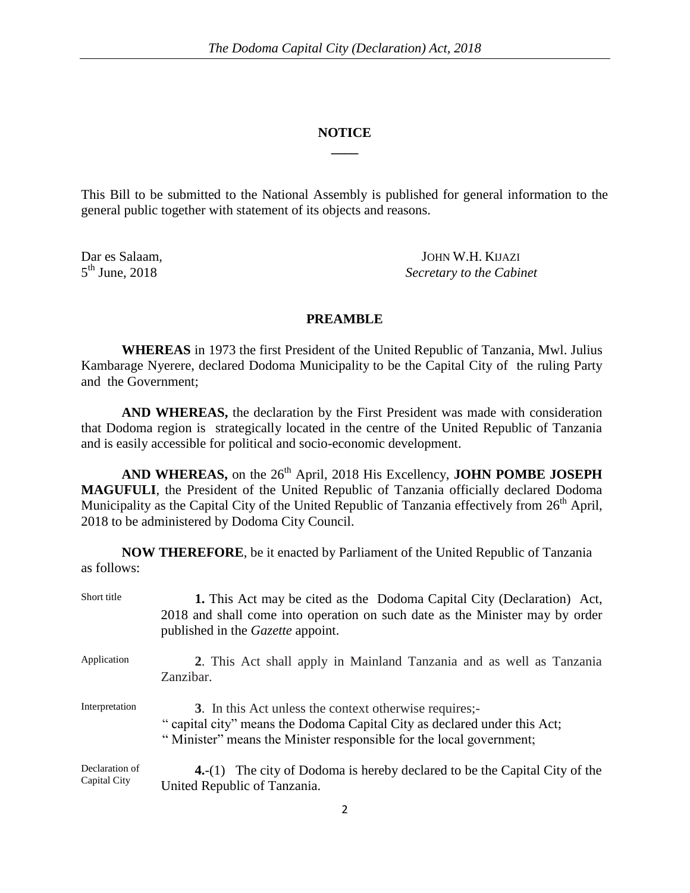## NOTICE

This Bill to be submitted to the National Assembly is published for general information to the general public together with statement of its objects and reasons.

Dar es Salaam,
5th June, 2018

JOHN W.H. KIJAZI
*Secretary to the Cabinet*

## PREAMBLE

**WHEREAS** in 1973 the first President of the United Republic of Tanzania, Mwl. Julius Kambarage Nyerere, declared Dodoma Municipality to be the Capital City of the ruling Party and the Government;

**AND WHEREAS,** the declaration by the First President was made with consideration that Dodoma region is strategically located in the centre of the United Republic of Tanzania and is easily accessible for political and socio-economic development.

**AND WHEREAS,** on the 26th April, 2018 His Excellency, **JOHN POMBE JOSEPH MAGUFULI**, the President of the United Republic of Tanzania officially declared Dodoma Municipality as the Capital City of the United Republic of Tanzania effectively from 26th April, 2018 to be administered by Dodoma City Council.

**NOW THEREFORE**, be it enacted by Parliament of the United Republic of Tanzania as follows:

Short title

**1.** This Act may be cited as the Dodoma Capital City (Declaration) Act, 2018 and shall come into operation on such date as the Minister may by order published in the *Gazette* appoint.

Application

**2**. This Act shall apply in Mainland Tanzania and as well as Tanzania Zanzibar.

Interpretation

**3**. In this Act unless the context otherwise requires;-
" capital city" means the Dodoma Capital City as declared under this Act;
" Minister" means the Minister responsible for the local government;

Declaration of Capital City

**4.**-(1) The city of Dodoma is hereby declared to be the Capital City of the United Republic of Tanzania.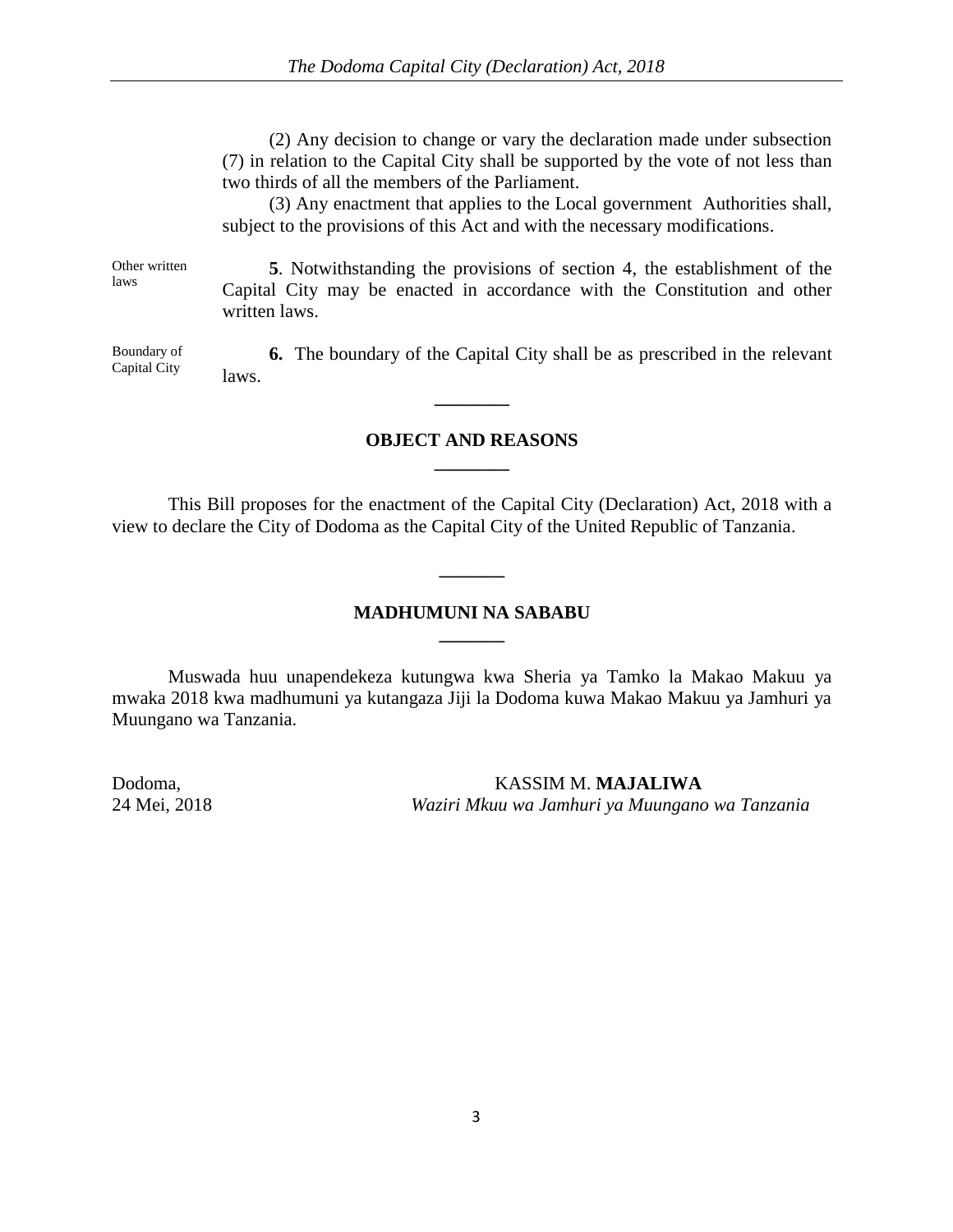(2) Any decision to change or vary the declaration made under subsection (7) in relation to the Capital City shall be supported by the vote of not less than two thirds of all the members of the Parliament.

(3) Any enactment that applies to the Local government Authorities shall, subject to the provisions of this Act and with the necessary modifications.

Other written laws

**5**. Notwithstanding the provisions of section 4, the establishment of the Capital City may be enacted in accordance with the Constitution and other written laws.

Boundary of Capital City

**6.** The boundary of the Capital City shall be as prescribed in the relevant laws.

---

## OBJECT AND REASONS

---

This Bill proposes for the enactment of the Capital City (Declaration) Act, 2018 with a view to declare the City of Dodoma as the Capital City of the United Republic of Tanzania.

---

## MADHUMUNI NA SABABU

---

Muswada huu unapendekeza kutungwa kwa Sheria ya Tamko la Makao Makuu ya mwaka 2018 kwa madhumuni ya kutangaza Jiji la Dodoma kuwa Makao Makuu ya Jamhuri ya Muungano wa Tanzania.

Dodoma,
24 Mei, 2018

KASSIM M. **MAJALIWA**
*Waziri Mkuu wa Jamhuri ya Muungano wa Tanzania*